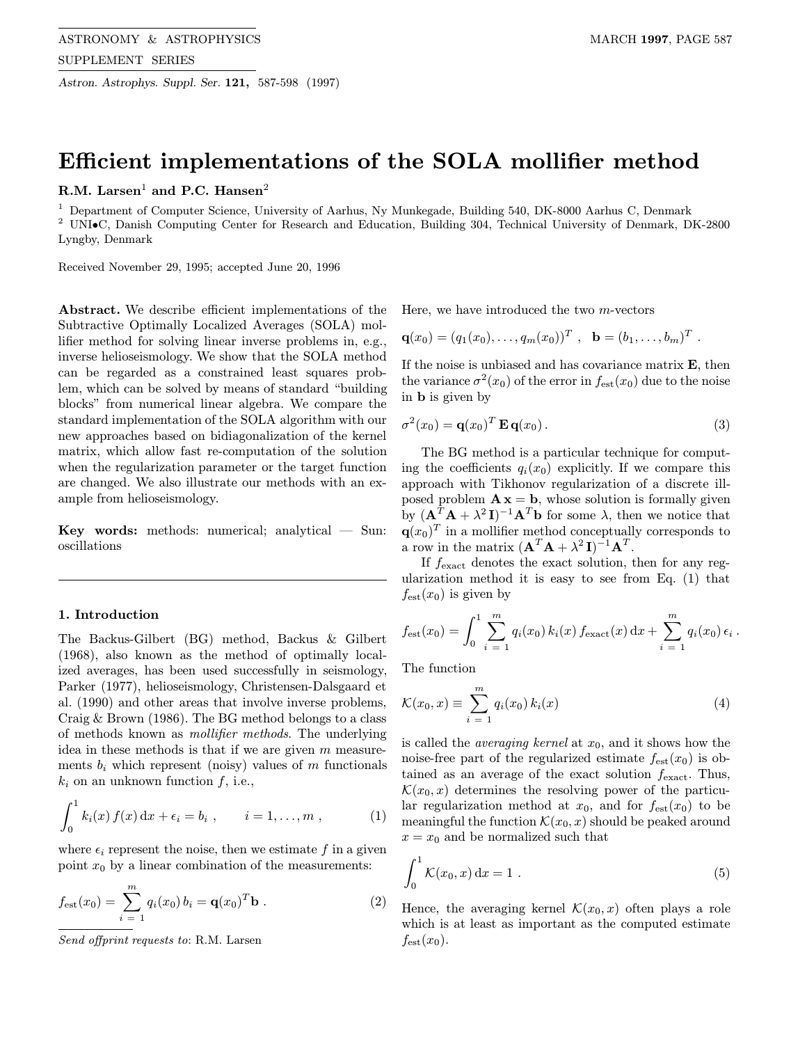# Efficient implementations of the SOLA mollifier method

**R.M. Larsen**[1] **and P.C. Hansen**[2]

[1] Department of Computer Science, University of Aarhus, Ny Munkegade, Building 540, DK-8000 Aarhus C, Denmark
[2] UNI•C, Danish Computing Center for Research and Education, Building 304, Technical University of Denmark, DK-2800 Lyngby, Denmark

Received November 29, 1995; accepted June 20, 1996

**Abstract.** We describe efficient implementations of the Subtractive Optimally Localized Averages (SOLA) mollifier method for solving linear inverse problems in, e.g., inverse helioseismology. We show that the SOLA method can be regarded as a constrained least squares problem, which can be solved by means of standard "building blocks" from numerical linear algebra. We compare the standard implementation of the SOLA algorithm with our new approaches based on bidiagonalization of the kernel matrix, which allow fast re-computation of the solution when the regularization parameter or the target function are changed. We also illustrate our methods with an example from helioseismology.

**Key words:** methods: numerical; analytical — Sun: oscillations

## 1. Introduction

The Backus-Gilbert (BG) method, Backus & Gilbert (1968), also known as the method of optimally localized averages, has been used successfully in seismology, Parker (1977), helioseismology, Christensen-Dalsgaard et al. (1990) and other areas that involve inverse problems, Craig & Brown (1986). The BG method belongs to a class of methods known as *mollifier methods*. The underlying idea in these methods is that if we are given $m$ measurements $b_i$ which represent (noisy) values of $m$ functionals $k_i$ on an unknown function $f$, i.e.,

$$\int_0^1 k_i(x)\, f(x)\, \mathrm{d}x + \epsilon_i = b_i \ , \qquad i = 1, \ldots, m \ , \tag{1}$$

where $\epsilon_i$ represent the noise, then we estimate $f$ in a given point $x_0$ by a linear combination of the measurements:

$$f_{\mathrm{est}}(x_0) = \sum_{i=1}^{m} q_i(x_0)\, b_i = \mathbf{q}(x_0)^T \mathbf{b} \ . \tag{2}$$

Here, we have introduced the two $m$-vectors

$$\mathbf{q}(x_0) = (q_1(x_0), \ldots, q_m(x_0))^T \ , \quad \mathbf{b} = (b_1, \ldots, b_m)^T \ .$$

If the noise is unbiased and has covariance matrix $\mathbf{E}$, then the variance $\sigma^2(x_0)$ of the error in $f_{\mathrm{est}}(x_0)$ due to the noise in $\mathbf{b}$ is given by

$$\sigma^2(x_0) = \mathbf{q}(x_0)^T\, \mathbf{E}\, \mathbf{q}(x_0) \, . \tag{3}$$

The BG method is a particular technique for computing the coefficients $q_i(x_0)$ explicitly. If we compare this approach with Tikhonov regularization of a discrete ill-posed problem $\mathbf{A}\,\mathbf{x} = \mathbf{b}$, whose solution is formally given by $(\mathbf{A}^T\mathbf{A} + \lambda^2 \mathbf{I})^{-1}\mathbf{A}^T\mathbf{b}$ for some $\lambda$, then we notice that $\mathbf{q}(x_0)^T$ in a mollifier method conceptually corresponds to a row in the matrix $(\mathbf{A}^T\mathbf{A} + \lambda^2\mathbf{I})^{-1}\mathbf{A}^T$.

If $f_{\mathrm{exact}}$ denotes the exact solution, then for any regularization method it is easy to see from Eq. (1) that $f_{\mathrm{est}}(x_0)$ is given by

$$f_{\mathrm{est}}(x_0) = \int_0^1 \sum_{i=1}^{m} q_i(x_0)\, k_i(x)\, f_{\mathrm{exact}}(x)\, \mathrm{d}x + \sum_{i=1}^{m} q_i(x_0)\, \epsilon_i \, .$$

The function

$$\mathcal{K}(x_0, x) \equiv \sum_{i=1}^{m} q_i(x_0)\, k_i(x) \tag{4}$$

is called the *averaging kernel* at $x_0$, and it shows how the noise-free part of the regularized estimate $f_{\mathrm{est}}(x_0)$ is obtained as an average of the exact solution $f_{\mathrm{exact}}$. Thus, $\mathcal{K}(x_0, x)$ determines the resolving power of the particular regularization method at $x_0$, and for $f_{\mathrm{est}}(x_0)$ to be meaningful the function $\mathcal{K}(x_0, x)$ should be peaked around $x = x_0$ and be normalized such that

$$\int_0^1 \mathcal{K}(x_0, x)\, \mathrm{d}x = 1 \ . \tag{5}$$

Hence, the averaging kernel $\mathcal{K}(x_0, x)$ often plays a role which is at least as important as the computed estimate $f_{\mathrm{est}}(x_0)$.

*Send offprint requests to*: R.M. Larsen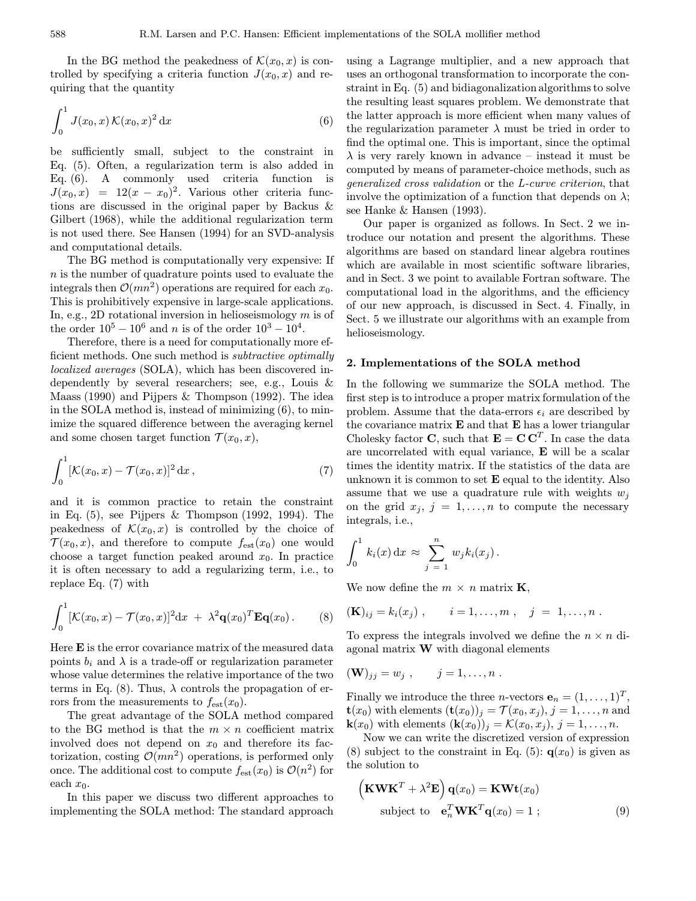In the BG method the peakedness of $\mathcal{K}(x_0, x)$ is controlled by specifying a criteria function $J(x_0, x)$ and requiring that the quantity

$$\int_0^1 J(x_0, x)\, \mathcal{K}(x_0, x)^2 \, \mathrm{d}x \tag{6}$$

be sufficiently small, subject to the constraint in Eq. (5). Often, a regularization term is also added in Eq. (6). A commonly used criteria function is $J(x_0, x) = 12(x - x_0)^2$. Various other criteria functions are discussed in the original paper by Backus & Gilbert (1968), while the additional regularization term is not used there. See Hansen (1994) for an SVD-analysis and computational details.

The BG method is computationally very expensive: If $n$ is the number of quadrature points used to evaluate the integrals then $\mathcal{O}(mn^2)$ operations are required for each $x_0$. This is prohibitively expensive in large-scale applications. In, e.g., 2D rotational inversion in helioseismology $m$ is of the order $10^5 - 10^6$ and $n$ is of the order $10^3 - 10^4$.

Therefore, there is a need for computationally more efficient methods. One such method is *subtractive optimally localized averages* (SOLA), which has been discovered independently by several researchers; see, e.g., Louis & Maass (1990) and Pijpers & Thompson (1992). The idea in the SOLA method is, instead of minimizing (6), to minimize the squared difference between the averaging kernel and some chosen target function $\mathcal{T}(x_0, x)$,

$$\int_0^1 [\mathcal{K}(x_0, x) - \mathcal{T}(x_0, x)]^2 \, \mathrm{d}x \,, \tag{7}$$

and it is common practice to retain the constraint in Eq. (5), see Pijpers & Thompson (1992, 1994). The peakedness of $\mathcal{K}(x_0, x)$ is controlled by the choice of $\mathcal{T}(x_0, x)$, and therefore to compute $f_{\mathrm{est}}(x_0)$ one would choose a target function peaked around $x_0$. In practice it is often necessary to add a regularizing term, i.e., to replace Eq. (7) with

$$\int_0^1 [\mathcal{K}(x_0, x) - \mathcal{T}(x_0, x)]^2 \mathrm{d}x \;+\; \lambda^2 \mathbf{q}(x_0)^T \mathbf{E} \mathbf{q}(x_0) \,. \tag{8}$$

Here $\mathbf{E}$ is the error covariance matrix of the measured data points $b_i$ and $\lambda$ is a trade-off or regularization parameter whose value determines the relative importance of the two terms in Eq. (8). Thus, $\lambda$ controls the propagation of errors from the measurements to $f_{\mathrm{est}}(x_0)$.

The great advantage of the SOLA method compared to the BG method is that the $m \times n$ coefficient matrix involved does not depend on $x_0$ and therefore its factorization, costing $\mathcal{O}(mn^2)$ operations, is performed only once. The additional cost to compute $f_{\mathrm{est}}(x_0)$ is $\mathcal{O}(n^2)$ for each $x_0$.

In this paper we discuss two different approaches to implementing the SOLA method: The standard approach using a Lagrange multiplier, and a new approach that uses an orthogonal transformation to incorporate the constraint in Eq. (5) and bidiagonalization algorithms to solve the resulting least squares problem. We demonstrate that the latter approach is more efficient when many values of the regularization parameter $\lambda$ must be tried in order to find the optimal one. This is important, since the optimal $\lambda$ is very rarely known in advance – instead it must be computed by means of parameter-choice methods, such as *generalized cross validation* or the *L-curve criterion*, that involve the optimization of a function that depends on $\lambda$; see Hanke & Hansen (1993).

Our paper is organized as follows. In Sect. 2 we introduce our notation and present the algorithms. These algorithms are based on standard linear algebra routines which are available in most scientific software libraries, and in Sect. 3 we point to available Fortran software. The computational load in the algorithms, and the efficiency of our new approach, is discussed in Sect. 4. Finally, in Sect. 5 we illustrate our algorithms with an example from helioseismology.

## 2. Implementations of the SOLA method

In the following we summarize the SOLA method. The first step is to introduce a proper matrix formulation of the problem. Assume that the data-errors $\epsilon_i$ are described by the covariance matrix $\mathbf{E}$ and that $\mathbf{E}$ has a lower triangular Cholesky factor $\mathbf{C}$, such that $\mathbf{E} = \mathbf{C}\,\mathbf{C}^T$. In case the data are uncorrelated with equal variance, $\mathbf{E}$ will be a scalar times the identity matrix. If the statistics of the data are unknown it is common to set $\mathbf{E}$ equal to the identity. Also assume that we use a quadrature rule with weights $w_j$ on the grid $x_j$, $j = 1, \ldots, n$ to compute the necessary integrals, i.e.,

$$\int_0^1 k_i(x)\, \mathrm{d}x \approx \sum_{j=1}^{n} w_j k_i(x_j) \,.$$

We now define the $m \times n$ matrix $\mathbf{K}$,

$$(\mathbf{K})_{ij} = k_i(x_j) \,, \qquad i = 1, \ldots, m \,, \quad j = 1, \ldots, n \,.$$

To express the integrals involved we define the $n \times n$ diagonal matrix $\mathbf{W}$ with diagonal elements

$$(\mathbf{W})_{jj} = w_j \,, \qquad j = 1, \ldots, n \,.$$

Finally we introduce the three $n$-vectors $\mathbf{e}_n = (1, \ldots, 1)^T$, $\mathbf{t}(x_0)$ with elements $(\mathbf{t}(x_0))_j = \mathcal{T}(x_0, x_j)$, $j = 1, \ldots, n$ and $\mathbf{k}(x_0)$ with elements $(\mathbf{k}(x_0))_j = \mathcal{K}(x_0, x_j)$, $j = 1, \ldots, n$.

Now we can write the discretized version of expression (8) subject to the constraint in Eq. (5): $\mathbf{q}(x_0)$ is given as the solution to

$$\begin{gathered}\left(\mathbf{K}\mathbf{W}\mathbf{K}^T + \lambda^2 \mathbf{E}\right) \mathbf{q}(x_0) = \mathbf{K}\mathbf{W}\mathbf{t}(x_0) \\ \text{subject to} \quad \mathbf{e}_n^T \mathbf{W} \mathbf{K}^T \mathbf{q}(x_0) = 1 \;;\end{gathered} \tag{9}$$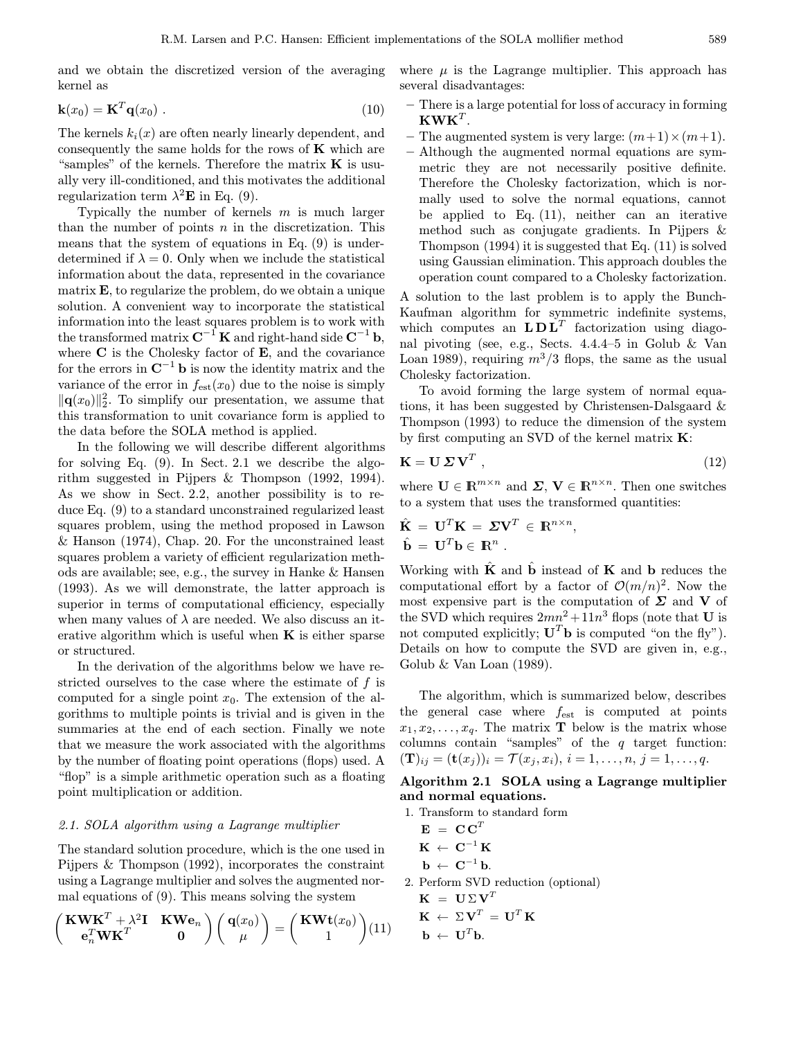and we obtain the discretized version of the averaging kernel as

$$\mathbf{k}(x_0) = \mathbf{K}^T \mathbf{q}(x_0)\ . \tag{10}$$

The kernels $k_i(x)$ are often nearly linearly dependent, and consequently the same holds for the rows of $\mathbf{K}$ which are "samples" of the kernels. Therefore the matrix $\mathbf{K}$ is usually very ill-conditioned, and this motivates the additional regularization term $\lambda^2 \mathbf{E}$ in Eq. (9).

Typically the number of kernels $m$ is much larger than the number of points $n$ in the discretization. This means that the system of equations in Eq. (9) is underdetermined if $\lambda = 0$. Only when we include the statistical information about the data, represented in the covariance matrix $\mathbf{E}$, to regularize the problem, do we obtain a unique solution. A convenient way to incorporate the statistical information into the least squares problem is to work with the transformed matrix $\mathbf{C}^{-1}\mathbf{K}$ and right-hand side $\mathbf{C}^{-1}\mathbf{b}$, where $\mathbf{C}$ is the Cholesky factor of $\mathbf{E}$, and the covariance for the errors in $\mathbf{C}^{-1}\mathbf{b}$ is now the identity matrix and the variance of the error in $f_{\text{est}}(x_0)$ due to the noise is simply $\|\mathbf{q}(x_0)\|_2^2$. To simplify our presentation, we assume that this transformation to unit covariance form is applied to the data before the SOLA method is applied.

In the following we will describe different algorithms for solving Eq. (9). In Sect. 2.1 we describe the algorithm suggested in Pijpers & Thompson (1992, 1994). As we show in Sect. 2.2, another possibility is to reduce Eq. (9) to a standard unconstrained regularized least squares problem, using the method proposed in Lawson & Hanson (1974), Chap. 20. For the unconstrained least squares problem a variety of efficient regularization methods are available; see, e.g., the survey in Hanke & Hansen (1993). As we will demonstrate, the latter approach is superior in terms of computational efficiency, especially when many values of $\lambda$ are needed. We also discuss an iterative algorithm which is useful when $\mathbf{K}$ is either sparse or structured.

In the derivation of the algorithms below we have restricted ourselves to the case where the estimate of $f$ is computed for a single point $x_0$. The extension of the algorithms to multiple points is trivial and is given in the summaries at the end of each section. Finally we note that we measure the work associated with the algorithms by the number of floating point operations (flops) used. A "flop" is a simple arithmetic operation such as a floating point multiplication or addition.

### *2.1. SOLA algorithm using a Lagrange multiplier*

The standard solution procedure, which is the one used in Pijpers & Thompson (1992), incorporates the constraint using a Lagrange multiplier and solves the augmented normal equations of (9). This means solving the system

$$\begin{pmatrix} \mathbf{K}\mathbf{W}\mathbf{K}^T + \lambda^2 \mathbf{I} & \mathbf{K}\mathbf{W}\mathbf{e}_n \\ \mathbf{e}_n^T \mathbf{W}\mathbf{K}^T & \mathbf{0} \end{pmatrix} \begin{pmatrix} \mathbf{q}(x_0) \\ \mu \end{pmatrix} = \begin{pmatrix} \mathbf{K}\mathbf{W}\mathbf{t}(x_0) \\ 1 \end{pmatrix} \tag{11}$$

where $\mu$ is the Lagrange multiplier. This approach has several disadvantages:

- There is a large potential for loss of accuracy in forming $\mathbf{K}\mathbf{W}\mathbf{K}^T$.
- The augmented system is very large: $(m+1)\times(m+1)$.
- Although the augmented normal equations are symmetric they are not necessarily positive definite. Therefore the Cholesky factorization, which is normally used to solve the normal equations, cannot be applied to Eq. (11), neither can an iterative method such as conjugate gradients. In Pijpers & Thompson (1994) it is suggested that Eq. (11) is solved using Gaussian elimination. This approach doubles the operation count compared to a Cholesky factorization.

A solution to the last problem is to apply the Bunch-Kaufman algorithm for symmetric indefinite systems, which computes an $\mathbf{L}\mathbf{D}\mathbf{L}^T$ factorization using diagonal pivoting (see, e.g., Sects. 4.4.4–5 in Golub & Van Loan 1989), requiring $m^3/3$ flops, the same as the usual Cholesky factorization.

To avoid forming the large system of normal equations, it has been suggested by Christensen-Dalsgaard & Thompson (1993) to reduce the dimension of the system by first computing an SVD of the kernel matrix $\mathbf{K}$:

$$\mathbf{K} = \mathbf{U}\,\boldsymbol{\Sigma}\,\mathbf{V}^T\ , \tag{12}$$

where $\mathbf{U} \in \mathbb{R}^{m\times n}$ and $\boldsymbol{\Sigma}$, $\mathbf{V} \in \mathbb{R}^{n\times n}$. Then one switches to a system that uses the transformed quantities:

$$\hat{\mathbf{K}} \;=\; \mathbf{U}^T\mathbf{K} \;=\; \boldsymbol{\Sigma}\mathbf{V}^T \;\in\; \mathbb{R}^{n\times n},$$
$$\hat{\mathbf{b}} \;=\; \mathbf{U}^T\mathbf{b} \in \mathbb{R}^n\ .$$

Working with $\hat{\mathbf{K}}$ and $\hat{\mathbf{b}}$ instead of $\mathbf{K}$ and $\mathbf{b}$ reduces the computational effort by a factor of $\mathcal{O}(m/n)^2$. Now the most expensive part is the computation of $\boldsymbol{\Sigma}$ and $\mathbf{V}$ of the SVD which requires $2mn^2 + 11n^3$ flops (note that $\mathbf{U}$ is not computed explicitly; $\mathbf{U}^T\mathbf{b}$ is computed "on the fly"). Details on how to compute the SVD are given in, e.g., Golub & Van Loan (1989).

The algorithm, which is summarized below, describes the general case where $f_{\text{est}}$ is computed at points $x_1, x_2, \ldots, x_q$. The matrix $\mathbf{T}$ below is the matrix whose columns contain "samples" of the $q$ target function: $(\mathbf{T})_{ij} = (\mathbf{t}(x_j))_i = \mathcal{T}(x_j, x_i)$, $i = 1, \ldots, n$, $j = 1, \ldots, q$.

**Algorithm 2.1 SOLA using a Lagrange multiplier and normal equations.**

1. Transform to standard form
   $\mathbf{E} \;=\; \mathbf{C}\,\mathbf{C}^T$
   $\mathbf{K} \;\leftarrow\; \mathbf{C}^{-1}\,\mathbf{K}$
   $\mathbf{b} \;\leftarrow\; \mathbf{C}^{-1}\,\mathbf{b}$.
2. Perform SVD reduction (optional)
   $\mathbf{K} \;=\; \mathbf{U}\,\Sigma\,\mathbf{V}^T$
   $\mathbf{K} \;\leftarrow\; \Sigma\,\mathbf{V}^T \;=\; \mathbf{U}^T\,\mathbf{K}$
   $\mathbf{b} \;\leftarrow\; \mathbf{U}^T\mathbf{b}$.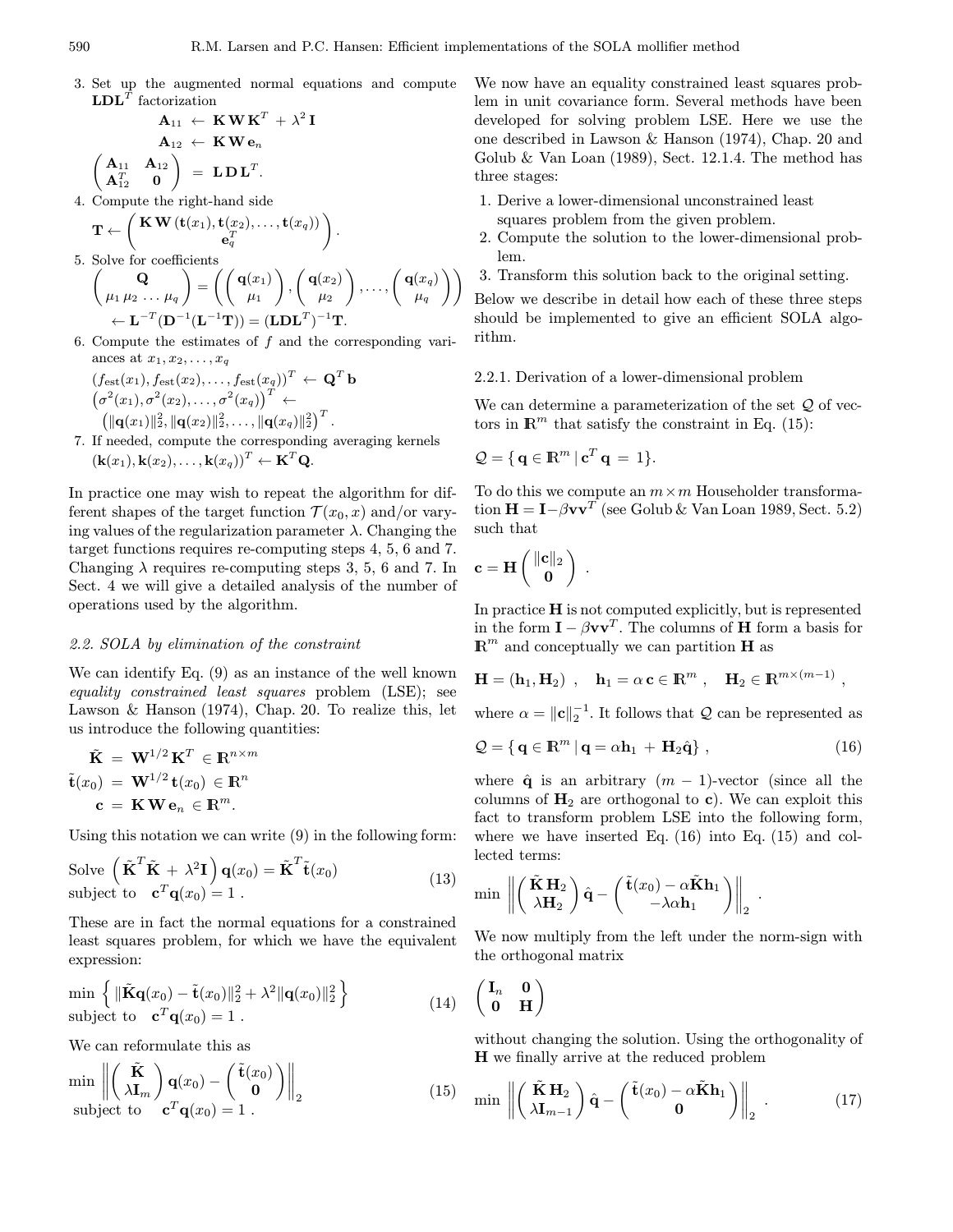3. Set up the augmented normal equations and compute $\mathbf{LDL}^T$ factorization

$$\mathbf{A}_{11} \leftarrow \mathbf{K}\,\mathbf{W}\,\mathbf{K}^T + \lambda^2\,\mathbf{I}$$
$$\mathbf{A}_{12} \leftarrow \mathbf{K}\,\mathbf{W}\,\mathbf{e}_n$$
$$\begin{pmatrix} \mathbf{A}_{11} & \mathbf{A}_{12} \\ \mathbf{A}_{12}^T & \mathbf{0} \end{pmatrix} = \mathbf{L}\,\mathbf{D}\,\mathbf{L}^T.$$

4. Compute the right-hand side

$$\mathbf{T} \leftarrow \begin{pmatrix} \mathbf{K}\,\mathbf{W}\,(\mathbf{t}(x_1), \mathbf{t}(x_2), \ldots, \mathbf{t}(x_q)) \\ \mathbf{e}_q^T \end{pmatrix}.$$

5. Solve for coefficients

$$\begin{pmatrix} \mathbf{Q} \\ \mu_1\,\mu_2\,\ldots\,\mu_q \end{pmatrix} = \left( \begin{pmatrix} \mathbf{q}(x_1) \\ \mu_1 \end{pmatrix}, \begin{pmatrix} \mathbf{q}(x_2) \\ \mu_2 \end{pmatrix}, \ldots, \begin{pmatrix} \mathbf{q}(x_q) \\ \mu_q \end{pmatrix} \right)$$
$$\leftarrow \mathbf{L}^{-T}(\mathbf{D}^{-1}(\mathbf{L}^{-1}\mathbf{T})) = (\mathbf{LDL}^T)^{-1}\mathbf{T}.$$

6. Compute the estimates of $f$ and the corresponding variances at $x_1, x_2, \ldots, x_q$

$$(f_{\mathrm{est}}(x_1), f_{\mathrm{est}}(x_2), \ldots, f_{\mathrm{est}}(x_q))^T \leftarrow \mathbf{Q}^T\mathbf{b}$$
$$\left(\sigma^2(x_1), \sigma^2(x_2), \ldots, \sigma^2(x_q)\right)^T \leftarrow \left(\|\mathbf{q}(x_1)\|_2^2, \|\mathbf{q}(x_2)\|_2^2, \ldots, \|\mathbf{q}(x_q)\|_2^2\right)^T.$$

7. If needed, compute the corresponding averaging kernels $(\mathbf{k}(x_1), \mathbf{k}(x_2), \ldots, \mathbf{k}(x_q))^T \leftarrow \mathbf{K}^T\mathbf{Q}$.

In practice one may wish to repeat the algorithm for different shapes of the target function $\mathcal{T}(x_0, x)$ and/or varying values of the regularization parameter $\lambda$. Changing the target functions requires re-computing steps 4, 5, 6 and 7. Changing $\lambda$ requires re-computing steps 3, 5, 6 and 7. In Sect. 4 we will give a detailed analysis of the number of operations used by the algorithm.

### *2.2. SOLA by elimination of the constraint*

We can identify Eq. (9) as an instance of the well known *equality constrained least squares* problem (LSE); see Lawson & Hanson (1974), Chap. 20. To realize this, let us introduce the following quantities:

$$\tilde{\mathbf{K}} = \mathbf{W}^{1/2}\,\mathbf{K}^T \in \mathbb{R}^{n\times m}$$
$$\tilde{\mathbf{t}}(x_0) = \mathbf{W}^{1/2}\,\mathbf{t}(x_0) \in \mathbb{R}^n$$
$$\mathbf{c} = \mathbf{K}\,\mathbf{W}\,\mathbf{e}_n \in \mathbb{R}^m.$$

Using this notation we can write (9) in the following form:

$$\text{Solve } \left(\tilde{\mathbf{K}}^T\tilde{\mathbf{K}} + \lambda^2\mathbf{I}\right)\mathbf{q}(x_0) = \tilde{\mathbf{K}}^T\tilde{\mathbf{t}}(x_0) \quad \text{subject to } \mathbf{c}^T\mathbf{q}(x_0) = 1\,. \tag{13}$$

These are in fact the normal equations for a constrained least squares problem, for which we have the equivalent expression:

$$\min\left\{ \|\tilde{\mathbf{K}}\mathbf{q}(x_0) - \tilde{\mathbf{t}}(x_0)\|_2^2 + \lambda^2\|\mathbf{q}(x_0)\|_2^2 \right\} \quad \text{subject to } \mathbf{c}^T\mathbf{q}(x_0) = 1\,. \tag{14}$$

We can reformulate this as

$$\min \left\| \begin{pmatrix} \tilde{\mathbf{K}} \\ \lambda\mathbf{I}_m \end{pmatrix} \mathbf{q}(x_0) - \begin{pmatrix} \tilde{\mathbf{t}}(x_0) \\ \mathbf{0} \end{pmatrix} \right\|_2 \quad \text{subject to } \mathbf{c}^T\mathbf{q}(x_0) = 1\,. \tag{15}$$

We now have an equality constrained least squares problem in unit covariance form. Several methods have been developed for solving problem LSE. Here we use the one described in Lawson & Hanson (1974), Chap. 20 and Golub & Van Loan (1989), Sect. 12.1.4. The method has three stages:

1. Derive a lower-dimensional unconstrained least squares problem from the given problem.
2. Compute the solution to the lower-dimensional problem.
3. Transform this solution back to the original setting.

Below we describe in detail how each of these three steps should be implemented to give an efficient SOLA algorithm.

#### 2.2.1. Derivation of a lower-dimensional problem

We can determine a parameterization of the set $\mathcal{Q}$ of vectors in $\mathbb{R}^m$ that satisfy the constraint in Eq. (15):

$$\mathcal{Q} = \{\,\mathbf{q} \in \mathbb{R}^m \mid \mathbf{c}^T\mathbf{q} = 1\}.$$

To do this we compute an $m \times m$ Householder transformation $\mathbf{H} = \mathbf{I} - \beta\mathbf{v}\mathbf{v}^T$ (see Golub & Van Loan 1989, Sect. 5.2) such that

$$\mathbf{c} = \mathbf{H}\begin{pmatrix} \|\mathbf{c}\|_2 \\ \mathbf{0} \end{pmatrix}.$$

In practice $\mathbf{H}$ is not computed explicitly, but is represented in the form $\mathbf{I} - \beta\mathbf{v}\mathbf{v}^T$. The columns of $\mathbf{H}$ form a basis for $\mathbb{R}^m$ and conceptually we can partition $\mathbf{H}$ as

$$\mathbf{H} = (\mathbf{h}_1, \mathbf{H}_2)\,, \quad \mathbf{h}_1 = \alpha\,\mathbf{c} \in \mathbb{R}^m\,, \quad \mathbf{H}_2 \in \mathbb{R}^{m\times(m-1)}\,,$$

where $\alpha = \|\mathbf{c}\|_2^{-1}$. It follows that $\mathcal{Q}$ can be represented as

$$\mathcal{Q} = \{\,\mathbf{q} \in \mathbb{R}^m \mid \mathbf{q} = \alpha\mathbf{h}_1 + \mathbf{H}_2\hat{\mathbf{q}}\}\,, \tag{16}$$

where $\hat{\mathbf{q}}$ is an arbitrary $(m-1)$-vector (since all the columns of $\mathbf{H}_2$ are orthogonal to $\mathbf{c}$). We can exploit this fact to transform problem LSE into the following form, where we have inserted Eq. (16) into Eq. (15) and collected terms:

$$\min \left\| \begin{pmatrix} \tilde{\mathbf{K}}\,\mathbf{H}_2 \\ \lambda\mathbf{H}_2 \end{pmatrix} \hat{\mathbf{q}} - \begin{pmatrix} \tilde{\mathbf{t}}(x_0) - \alpha\tilde{\mathbf{K}}\mathbf{h}_1 \\ -\lambda\alpha\mathbf{h}_1 \end{pmatrix} \right\|_2.$$

We now multiply from the left under the norm-sign with the orthogonal matrix

$$\begin{pmatrix} \mathbf{I}_n & \mathbf{0} \\ \mathbf{0} & \mathbf{H} \end{pmatrix}$$

without changing the solution. Using the orthogonality of $\mathbf{H}$ we finally arrive at the reduced problem

$$\min \left\| \begin{pmatrix} \tilde{\mathbf{K}}\,\mathbf{H}_2 \\ \lambda\mathbf{I}_{m-1} \end{pmatrix} \hat{\mathbf{q}} - \begin{pmatrix} \tilde{\mathbf{t}}(x_0) - \alpha\tilde{\mathbf{K}}\mathbf{h}_1 \\ \mathbf{0} \end{pmatrix} \right\|_2. \tag{17}$$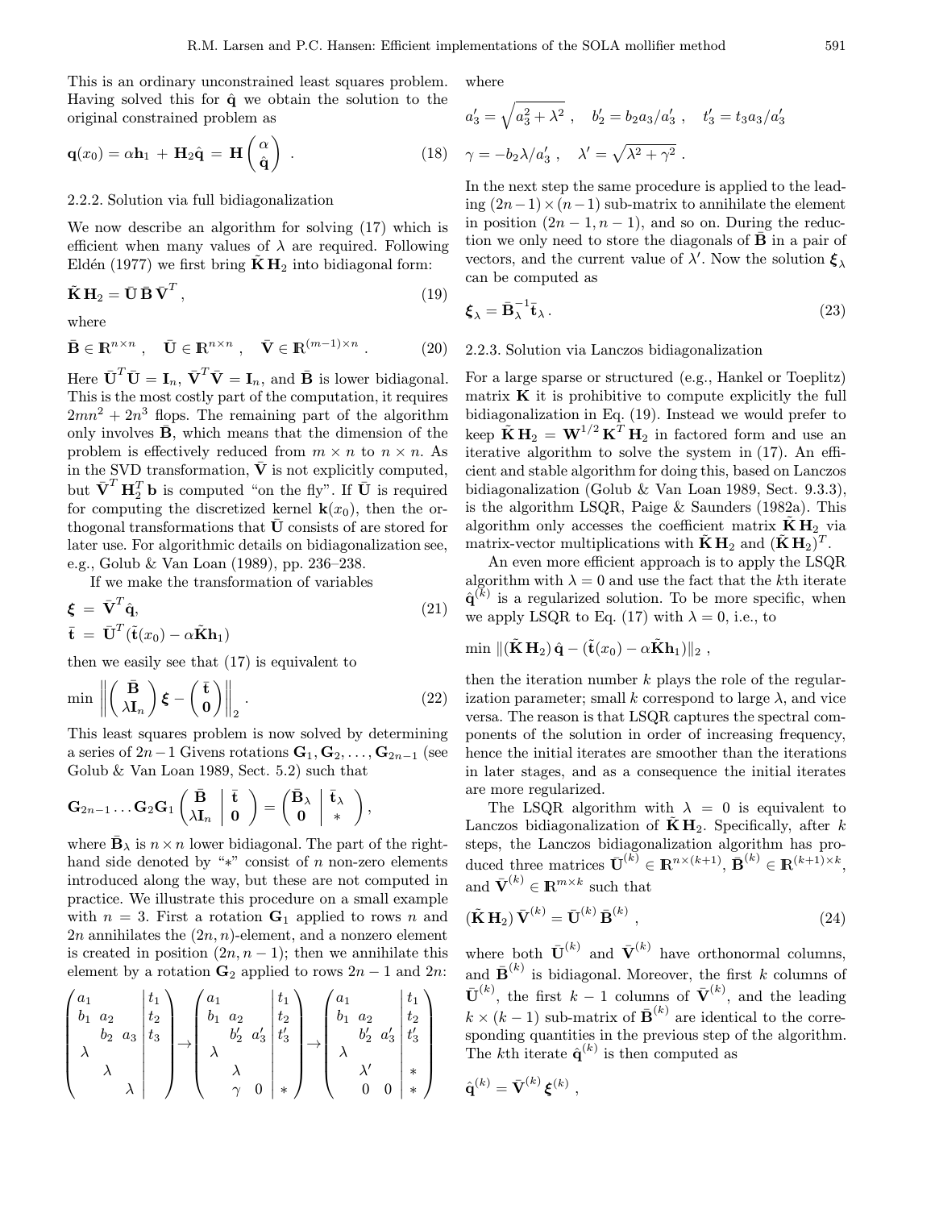This is an ordinary unconstrained least squares problem. Having solved this for $\hat{\mathbf{q}}$ we obtain the solution to the original constrained problem as

$$\mathbf{q}(x_0) = \alpha \mathbf{h}_1 + \mathbf{H}_2 \hat{\mathbf{q}} = \mathbf{H} \begin{pmatrix} \alpha \\ \hat{\mathbf{q}} \end{pmatrix} . \tag{18}$$

#### 2.2.2. Solution via full bidiagonalization

We now describe an algorithm for solving (17) which is efficient when many values of $\lambda$ are required. Following Eldén (1977) we first bring $\tilde{\mathbf{K}}\mathbf{H}_2$ into bidiagonal form:

$$\tilde{\mathbf{K}}\mathbf{H}_2 = \bar{\mathbf{U}}\,\bar{\mathbf{B}}\,\bar{\mathbf{V}}^T , \tag{19}$$

where

$$\bar{\mathbf{B}} \in \mathbb{R}^{n\times n} , \quad \bar{\mathbf{U}} \in \mathbb{R}^{n\times n} , \quad \bar{\mathbf{V}} \in \mathbb{R}^{(m-1)\times n} . \tag{20}$$

Here $\bar{\mathbf{U}}^T\bar{\mathbf{U}} = \mathbf{I}_n$, $\bar{\mathbf{V}}^T\bar{\mathbf{V}} = \mathbf{I}_n$, and $\bar{\mathbf{B}}$ is lower bidiagonal. This is the most costly part of the computation, it requires $2mn^2 + 2n^3$ flops. The remaining part of the algorithm only involves $\bar{\mathbf{B}}$, which means that the dimension of the problem is effectively reduced from $m \times n$ to $n \times n$. As in the SVD transformation, $\bar{\mathbf{V}}$ is not explicitly computed, but $\bar{\mathbf{V}}^T\mathbf{H}_2^T\mathbf{b}$ is computed "on the fly". If $\bar{\mathbf{U}}$ is required for computing the discretized kernel $\mathbf{k}(x_0)$, then the orthogonal transformations that $\bar{\mathbf{U}}$ consists of are stored for later use. For algorithmic details on bidiagonalization see, e.g., Golub & Van Loan (1989), pp. 236–238.

If we make the transformation of variables

$$\begin{aligned} \boldsymbol{\xi} &= \bar{\mathbf{V}}^T\hat{\mathbf{q}}, \\ \bar{\mathbf{t}} &= \bar{\mathbf{U}}^T(\tilde{\mathbf{t}}(x_0) - \alpha\tilde{\mathbf{K}}\mathbf{h}_1) \end{aligned} \tag{21}$$

then we easily see that (17) is equivalent to

$$\min \left\| \begin{pmatrix} \bar{\mathbf{B}} \\ \lambda \mathbf{I}_n \end{pmatrix} \boldsymbol{\xi} - \begin{pmatrix} \bar{\mathbf{t}} \\ \mathbf{0} \end{pmatrix} \right\|_2 . \tag{22}$$

This least squares problem is now solved by determining a series of $2n-1$ Givens rotations $\mathbf{G}_1, \mathbf{G}_2, \ldots, \mathbf{G}_{2n-1}$ (see Golub & Van Loan 1989, Sect. 5.2) such that

$$\mathbf{G}_{2n-1}\ldots\mathbf{G}_2\mathbf{G}_1 \left( \begin{array}{c|c} \bar{\mathbf{B}} & \bar{\mathbf{t}} \\ \lambda\mathbf{I}_n & \mathbf{0} \end{array} \right) = \left( \begin{array}{c|c} \bar{\mathbf{B}}_\lambda & \bar{\mathbf{t}}_\lambda \\ \mathbf{0} & * \end{array} \right),$$

where $\bar{\mathbf{B}}_\lambda$ is $n \times n$ lower bidiagonal. The part of the right-hand side denoted by "$*$" consist of $n$ non-zero elements introduced along the way, but these are not computed in practice. We illustrate this procedure on a small example with $n = 3$. First a rotation $\mathbf{G}_1$ applied to rows $n$ and $2n$ annihilates the $(2n, n)$-element, and a nonzero element is created in position $(2n, n-1)$; then we annihilate this element by a rotation $\mathbf{G}_2$ applied to rows $2n-1$ and $2n$:

$$\left( \begin{array}{ccc|c} a_1 & & & t_1 \\ b_1 & a_2 & & t_2 \\ & b_2 & a_3 & t_3 \\ \lambda & & & \\ & \lambda & & \\ & & \lambda & \end{array} \right) \rightarrow \left( \begin{array}{ccc|c} a_1 & & & t_1 \\ b_1 & a_2 & & t_2 \\ & b_2' & a_3' & t_3' \\ \lambda & & & \\ & \lambda & & \\ & \gamma & 0 & * \end{array} \right) \rightarrow \left( \begin{array}{ccc|c} a_1 & & & t_1 \\ b_1 & a_2 & & t_2 \\ & b_2' & a_3' & t_3' \\ \lambda & & & \\ & \lambda' & & * \\ & 0 & 0 & * \end{array} \right)$$

where

$$a_3' = \sqrt{a_3^2 + \lambda^2} , \quad b_2' = b_2 a_3/a_3' , \quad t_3' = t_3 a_3/a_3'$$

$$\gamma = -b_2\lambda/a_3' , \quad \lambda' = \sqrt{\lambda^2 + \gamma^2} .$$

In the next step the same procedure is applied to the leading $(2n-1)\times(n-1)$ sub-matrix to annihilate the element in position $(2n-1, n-1)$, and so on. During the reduction we only need to store the diagonals of $\bar{\mathbf{B}}$ in a pair of vectors, and the current value of $\lambda'$. Now the solution $\boldsymbol{\xi}_\lambda$ can be computed as

$$\boldsymbol{\xi}_\lambda = \bar{\mathbf{B}}_\lambda^{-1}\bar{\mathbf{t}}_\lambda . \tag{23}$$

#### 2.2.3. Solution via Lanczos bidiagonalization

For a large sparse or structured (e.g., Hankel or Toeplitz) matrix $\mathbf{K}$ it is prohibitive to compute explicitly the full bidiagonalization in Eq. (19). Instead we would prefer to keep $\tilde{\mathbf{K}}\mathbf{H}_2 = \mathbf{W}^{1/2}\mathbf{K}^T\mathbf{H}_2$ in factored form and use an iterative algorithm to solve the system in (17). An efficient and stable algorithm for doing this, based on Lanczos bidiagonalization (Golub & Van Loan 1989, Sect. 9.3.3), is the algorithm LSQR, Paige & Saunders (1982a). This algorithm only accesses the coefficient matrix $\tilde{\mathbf{K}}\mathbf{H}_2$ via matrix-vector multiplications with $\tilde{\mathbf{K}}\mathbf{H}_2$ and $(\tilde{\mathbf{K}}\mathbf{H}_2)^T$.

An even more efficient approach is to apply the LSQR algorithm with $\lambda = 0$ and use the fact that the $k$th iterate $\hat{\mathbf{q}}^{(k)}$ is a regularized solution. To be more specific, when we apply LSQR to Eq. (17) with $\lambda = 0$, i.e., to

$$\min \|(\tilde{\mathbf{K}}\mathbf{H}_2)\,\hat{\mathbf{q}} - (\tilde{\mathbf{t}}(x_0) - \alpha\tilde{\mathbf{K}}\mathbf{h}_1)\|_2 ,$$

then the iteration number $k$ plays the role of the regularization parameter; small $k$ correspond to large $\lambda$, and vice versa. The reason is that LSQR captures the spectral components of the solution in order of increasing frequency, hence the initial iterates are smoother than the iterations in later stages, and as a consequence the initial iterates are more regularized.

The LSQR algorithm with $\lambda = 0$ is equivalent to Lanczos bidiagonalization of $\tilde{\mathbf{K}}\mathbf{H}_2$. Specifically, after $k$ steps, the Lanczos bidiagonalization algorithm has produced three matrices $\bar{\mathbf{U}}^{(k)} \in \mathbb{R}^{n\times(k+1)}$, $\bar{\mathbf{B}}^{(k)} \in \mathbb{R}^{(k+1)\times k}$, and $\bar{\mathbf{V}}^{(k)} \in \mathbb{R}^{m\times k}$ such that

$$(\tilde{\mathbf{K}}\mathbf{H}_2)\,\bar{\mathbf{V}}^{(k)} = \bar{\mathbf{U}}^{(k)}\,\bar{\mathbf{B}}^{(k)} , \tag{24}$$

where both $\bar{\mathbf{U}}^{(k)}$ and $\bar{\mathbf{V}}^{(k)}$ have orthonormal columns, and $\bar{\mathbf{B}}^{(k)}$ is bidiagonal. Moreover, the first $k$ columns of $\bar{\mathbf{U}}^{(k)}$, the first $k-1$ columns of $\bar{\mathbf{V}}^{(k)}$, and the leading $k \times (k-1)$ sub-matrix of $\bar{\mathbf{B}}^{(k)}$ are identical to the corresponding quantities in the previous step of the algorithm. The $k$th iterate $\hat{\mathbf{q}}^{(k)}$ is then computed as

$$\hat{\mathbf{q}}^{(k)} = \bar{\mathbf{V}}^{(k)}\,\boldsymbol{\xi}^{(k)} ,$$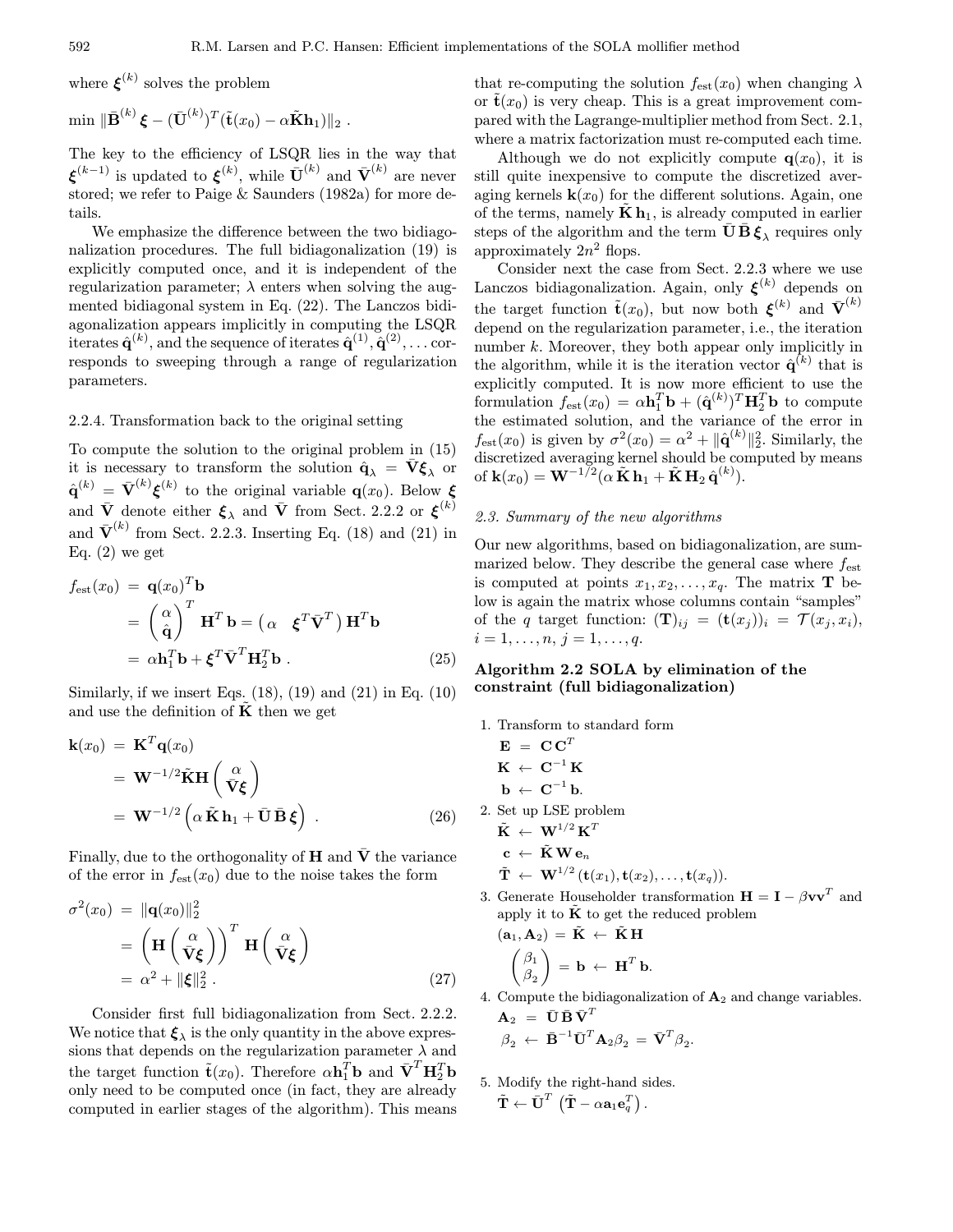where $\boldsymbol{\xi}^{(k)}$ solves the problem

$$\min \|\bar{\mathbf{B}}^{(k)} \boldsymbol{\xi} - (\bar{\mathbf{U}}^{(k)})^T(\tilde{\mathbf{t}}(x_0) - \alpha\tilde{\mathbf{K}}\mathbf{h}_1)\|_2 \ .$$

The key to the efficiency of LSQR lies in the way that $\boldsymbol{\xi}^{(k-1)}$ is updated to $\boldsymbol{\xi}^{(k)}$, while $\bar{\mathbf{U}}^{(k)}$ and $\bar{\mathbf{V}}^{(k)}$ are never stored; we refer to Paige & Saunders (1982a) for more details.

We emphasize the difference between the two bidiagonalization procedures. The full bidiagonalization (19) is explicitly computed once, and it is independent of the regularization parameter; $\lambda$ enters when solving the augmented bidiagonal system in Eq. (22). The Lanczos bidiagonalization appears implicitly in computing the LSQR iterates $\hat{\mathbf{q}}^{(k)}$, and the sequence of iterates $\hat{\mathbf{q}}^{(1)}, \hat{\mathbf{q}}^{(2)}, \ldots$ corresponds to sweeping through a range of regularization parameters.

### 2.2.4. Transformation back to the original setting

To compute the solution to the original problem in (15) it is necessary to transform the solution $\hat{\mathbf{q}}_\lambda = \bar{\mathbf{V}}\boldsymbol{\xi}_\lambda$ or $\hat{\mathbf{q}}^{(k)} = \bar{\mathbf{V}}^{(k)}\boldsymbol{\xi}^{(k)}$ to the original variable $\mathbf{q}(x_0)$. Below $\boldsymbol{\xi}$ and $\bar{\mathbf{V}}$ denote either $\boldsymbol{\xi}_\lambda$ and $\bar{\mathbf{V}}$ from Sect. 2.2.2 or $\boldsymbol{\xi}^{(k)}$ and $\bar{\mathbf{V}}^{(k)}$ from Sect. 2.2.3. Inserting Eq. (18) and (21) in Eq. (2) we get

$$\begin{aligned}
f_{\rm est}(x_0) &= \mathbf{q}(x_0)^T\mathbf{b} \\
&= \begin{pmatrix} \alpha \\ \hat{\mathbf{q}} \end{pmatrix}^T \mathbf{H}^T\mathbf{b} = \begin{pmatrix} \alpha & \boldsymbol{\xi}^T\bar{\mathbf{V}}^T \end{pmatrix} \mathbf{H}^T\mathbf{b} \\
&= \alpha\mathbf{h}_1^T\mathbf{b} + \boldsymbol{\xi}^T\bar{\mathbf{V}}^T\mathbf{H}_2^T\mathbf{b} \ . \qquad (25)
\end{aligned}$$

Similarly, if we insert Eqs. (18), (19) and (21) in Eq. (10) and use the definition of $\tilde{\mathbf{K}}$ then we get

$$\begin{aligned}
\mathbf{k}(x_0) &= \mathbf{K}^T\mathbf{q}(x_0) \\
&= \mathbf{W}^{-1/2}\tilde{\mathbf{K}}\mathbf{H}\begin{pmatrix} \alpha \\ \bar{\mathbf{V}}\boldsymbol{\xi} \end{pmatrix} \\
&= \mathbf{W}^{-1/2}\left(\alpha\,\tilde{\mathbf{K}}\,\mathbf{h}_1 + \bar{\mathbf{U}}\,\bar{\mathbf{B}}\,\boldsymbol{\xi}\right) \ . \qquad (26)
\end{aligned}$$

Finally, due to the orthogonality of $\mathbf{H}$ and $\bar{\mathbf{V}}$ the variance of the error in $f_{\rm est}(x_0)$ due to the noise takes the form

$$\begin{aligned}
\sigma^2(x_0) &= \|\mathbf{q}(x_0)\|_2^2 \\
&= \left(\mathbf{H}\begin{pmatrix} \alpha \\ \bar{\mathbf{V}}\boldsymbol{\xi} \end{pmatrix}\right)^T \mathbf{H}\begin{pmatrix} \alpha \\ \bar{\mathbf{V}}\boldsymbol{\xi} \end{pmatrix} \\
&= \alpha^2 + \|\boldsymbol{\xi}\|_2^2 \ . \qquad (27)
\end{aligned}$$

Consider first full bidiagonalization from Sect. 2.2.2. We notice that $\boldsymbol{\xi}_\lambda$ is the only quantity in the above expressions that depends on the regularization parameter $\lambda$ and the target function $\tilde{\mathbf{t}}(x_0)$. Therefore $\alpha\mathbf{h}_1^T\mathbf{b}$ and $\bar{\mathbf{V}}^T\mathbf{H}_2^T\mathbf{b}$ only need to be computed once (in fact, they are already computed in earlier stages of the algorithm). This means that re-computing the solution $f_{\rm est}(x_0)$ when changing $\lambda$ or $\tilde{\mathbf{t}}(x_0)$ is very cheap. This is a great improvement compared with the Lagrange-multiplier method from Sect. 2.1, where a matrix factorization must re-computed each time.

Although we do not explicitly compute $\mathbf{q}(x_0)$, it is still quite inexpensive to compute the discretized averaging kernels $\mathbf{k}(x_0)$ for the different solutions. Again, one of the terms, namely $\tilde{\mathbf{K}}\,\mathbf{h}_1$, is already computed in earlier steps of the algorithm and the term $\bar{\mathbf{U}}\,\bar{\mathbf{B}}\,\boldsymbol{\xi}_\lambda$ requires only approximately $2n^2$ flops.

Consider next the case from Sect. 2.2.3 where we use Lanczos bidiagonalization. Again, only $\boldsymbol{\xi}^{(k)}$ depends on the target function $\tilde{\mathbf{t}}(x_0)$, but now both $\boldsymbol{\xi}^{(k)}$ and $\bar{\mathbf{V}}^{(k)}$ depend on the regularization parameter, i.e., the iteration number $k$. Moreover, they both appear only implicitly in the algorithm, while it is the iteration vector $\hat{\mathbf{q}}^{(k)}$ that is explicitly computed. It is now more efficient to use the formulation $f_{\rm est}(x_0) = \alpha\mathbf{h}_1^T\mathbf{b} + (\hat{\mathbf{q}}^{(k)})^T\mathbf{H}_2^T\mathbf{b}$ to compute the estimated solution, and the variance of the error in $f_{\rm est}(x_0)$ is given by $\sigma^2(x_0) = \alpha^2 + \|\hat{\mathbf{q}}^{(k)}\|_2^2$. Similarly, the discretized averaging kernel should be computed by means of $\mathbf{k}(x_0) = \mathbf{W}^{-1/2}(\alpha\,\tilde{\mathbf{K}}\,\mathbf{h}_1 + \tilde{\mathbf{K}}\,\mathbf{H}_2\,\hat{\mathbf{q}}^{(k)})$.

## *2.3. Summary of the new algorithms*

Our new algorithms, based on bidiagonalization, are summarized below. They describe the general case where $f_{\rm est}$ is computed at points $x_1, x_2, \ldots, x_q$. The matrix $\mathbf{T}$ below is again the matrix whose columns contain "samples" of the $q$ target function: $(\mathbf{T})_{ij} = (\mathbf{t}(x_j))_i = \mathcal{T}(x_j, x_i)$, $i = 1, \ldots, n$, $j = 1, \ldots, q$.

**Algorithm 2.2 SOLA by elimination of the constraint (full bidiagonalization)**

1. Transform to standard form
   $\mathbf{E} = \mathbf{C}\,\mathbf{C}^T$
   $\mathbf{K} \leftarrow \mathbf{C}^{-1}\,\mathbf{K}$
   $\mathbf{b} \leftarrow \mathbf{C}^{-1}\,\mathbf{b}$.
2. Set up LSE problem
   $\tilde{\mathbf{K}} \leftarrow \mathbf{W}^{1/2}\,\mathbf{K}^T$
   $\mathbf{c} \leftarrow \tilde{\mathbf{K}}\,\mathbf{W}\,\mathbf{e}_n$
   $\tilde{\mathbf{T}} \leftarrow \mathbf{W}^{1/2}\,(\mathbf{t}(x_1), \mathbf{t}(x_2), \ldots, \mathbf{t}(x_q))$.
3. Generate Householder transformation $\mathbf{H} = \mathbf{I} - \beta\mathbf{v}\mathbf{v}^T$ and apply it to $\tilde{\mathbf{K}}$ to get the reduced problem
   $(\mathbf{a}_1, \mathbf{A}_2) = \tilde{\mathbf{K}} \leftarrow \tilde{\mathbf{K}}\,\mathbf{H}$
   $\begin{pmatrix} \beta_1 \\ \beta_2 \end{pmatrix} = \mathbf{b} \leftarrow \mathbf{H}^T\,\mathbf{b}$.
4. Compute the bidiagonalization of $\mathbf{A}_2$ and change variables.
   $\mathbf{A}_2 = \bar{\mathbf{U}}\,\bar{\mathbf{B}}\,\bar{\mathbf{V}}^T$
   $\beta_2 \leftarrow \bar{\mathbf{B}}^{-1}\bar{\mathbf{U}}^T\mathbf{A}_2\beta_2 = \bar{\mathbf{V}}^T\beta_2$.
5. Modify the right-hand sides.
   $\tilde{\mathbf{T}} \leftarrow \bar{\mathbf{U}}^T\left(\tilde{\mathbf{T}} - \alpha\mathbf{a}_1\mathbf{e}_q^T\right)$.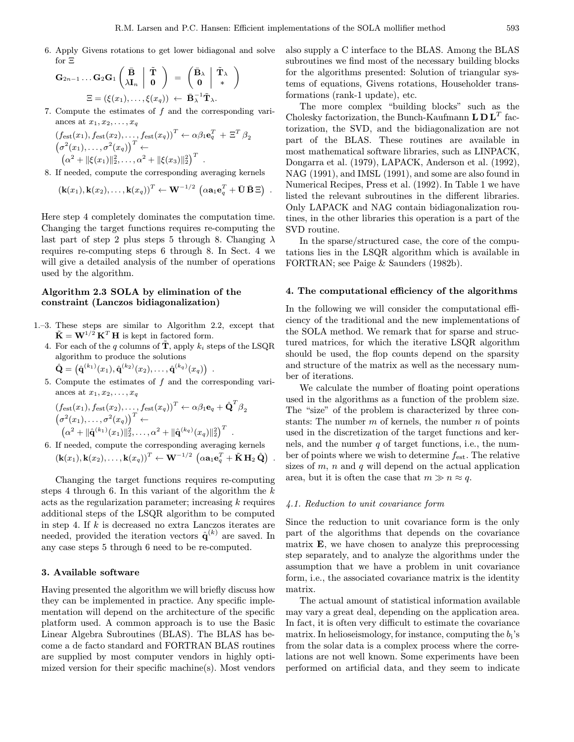6. Apply Givens rotations to get lower bidiagonal and solve for $\Xi$

$$\mathbf{G}_{2n-1}\ldots\mathbf{G}_2\mathbf{G}_1\left(\begin{array}{c|c}\bar{\mathbf{B}} & \tilde{\mathbf{T}}\\ \lambda\mathbf{I}_n & \mathbf{0}\end{array}\right) = \left(\begin{array}{c|c}\bar{\mathbf{B}}_\lambda & \tilde{\mathbf{T}}_\lambda\\ \mathbf{0} & *\end{array}\right)$$

$$\Xi = (\xi(x_1),\ldots,\xi(x_q)) \leftarrow \bar{\mathbf{B}}_\lambda^{-1}\tilde{\mathbf{T}}_\lambda.$$

7. Compute the estimates of $f$ and the corresponding variances at $x_1, x_2, \ldots, x_q$

$$(f_{\rm est}(x_1), f_{\rm est}(x_2), \ldots, f_{\rm est}(x_q))^T \leftarrow \alpha\beta_1\mathbf{e}_q^T + \Xi^T\beta_2$$
$$\left(\sigma^2(x_1),\ldots,\sigma^2(x_q)\right)^T \leftarrow$$
$$\left(\alpha^2 + \|\xi(x_1)\|_2^2,\ldots,\alpha^2 + \|\xi(x_3)\|_2^2\right)^T .$$

8. If needed, compute the corresponding averaging kernels

$$(\mathbf{k}(x_1),\mathbf{k}(x_2),\ldots,\mathbf{k}(x_q))^T \leftarrow \mathbf{W}^{-1/2}\left(\alpha\mathbf{a}_1\mathbf{e}_q^T + \bar{\mathbf{U}}\,\bar{\mathbf{B}}\,\Xi\right) .$$

Here step 4 completely dominates the computation time. Changing the target functions requires re-computing the last part of step 2 plus steps 5 through 8. Changing $\lambda$ requires re-computing steps 6 through 8. In Sect. 4 we will give a detailed analysis of the number of operations used by the algorithm.

**Algorithm 2.3 SOLA by elimination of the constraint (Lanczos bidiagonalization)**

1.–3. These steps are similar to Algorithm 2.2, except that $\tilde{\mathbf{K}} = \mathbf{W}^{1/2}\,\mathbf{K}^T\,\mathbf{H}$ is kept in factored form.

4. For each of the $q$ columns of $\tilde{\mathbf{T}}$, apply $k_i$ steps of the LSQR algorithm to produce the solutions
$\hat{\mathbf{Q}} = \left(\hat{\mathbf{q}}^{(k_1)}(x_1), \hat{\mathbf{q}}^{(k_2)}(x_2), \ldots, \hat{\mathbf{q}}^{(k_q)}(x_q)\right)$ .

5. Compute the estimates of $f$ and the corresponding variances at $x_1, x_2, \ldots, x_q$

$$(f_{\rm est}(x_1), f_{\rm est}(x_2), \ldots, f_{\rm est}(x_q))^T \leftarrow \alpha\beta_1\mathbf{e}_q + \hat{\mathbf{Q}}^T\beta_2$$
$$\left(\sigma^2(x_1),\ldots,\sigma^2(x_q)\right)^T \leftarrow$$
$$\left(\alpha^2 + \|\hat{\mathbf{q}}^{(k_1)}(x_1)\|_2^2,\ldots,\alpha^2 + \|\hat{\mathbf{q}}^{(k_q)}(x_q)\|_2^2\right)^T .$$

6. If needed, compute the corresponding averaging kernels
$$(\mathbf{k}(x_1),\mathbf{k}(x_2),\ldots,\mathbf{k}(x_q))^T \leftarrow \mathbf{W}^{-1/2}\left(\alpha\mathbf{a}_1\mathbf{e}_q^T + \tilde{\mathbf{K}}\,\mathbf{H}_2\,\hat{\mathbf{Q}}\right) .$$

Changing the target functions requires re-computing steps 4 through 6. In this variant of the algorithm the $k$ acts as the regularization parameter; increasing $k$ requires additional steps of the LSQR algorithm to be computed in step 4. If $k$ is decreased no extra Lanczos iterates are needed, provided the iteration vectors $\hat{\mathbf{q}}^{(k)}$ are saved. In any case steps 5 through 6 need to be re-computed.

## 3. Available software

Having presented the algorithm we will briefly discuss how they can be implemented in practice. Any specific implementation will depend on the architecture of the specific platform used. A common approach is to use the Basic Linear Algebra Subroutines (BLAS). The BLAS has become a de facto standard and FORTRAN BLAS routines are supplied by most computer vendors in highly optimized version for their specific machine(s). Most vendors also supply a C interface to the BLAS. Among the BLAS subroutines we find most of the necessary building blocks for the algorithms presented: Solution of triangular systems of equations, Givens rotations, Householder transformations (rank-1 update), etc.

The more complex "building blocks" such as the Cholesky factorization, the Bunch-Kaufmann $\mathbf{L}\,\mathbf{D}\,\mathbf{L}^T$ factorization, the SVD, and the bidiagonalization are not part of the BLAS. These routines are available in most mathematical software libraries, such as LINPACK, Dongarra et al. (1979), LAPACK, Anderson et al. (1992), NAG (1991), and IMSL (1991), and some are also found in Numerical Recipes, Press et al. (1992). In Table 1 we have listed the relevant subroutines in the different libraries. Only LAPACK and NAG contain bidiagonalization routines, in the other libraries this operation is a part of the SVD routine.

In the sparse/structured case, the core of the computations lies in the LSQR algorithm which is available in FORTRAN; see Paige & Saunders (1982b).

## 4. The computational efficiency of the algorithms

In the following we will consider the computational efficiency of the traditional and the new implementations of the SOLA method. We remark that for sparse and structured matrices, for which the iterative LSQR algorithm should be used, the flop counts depend on the sparsity and structure of the matrix as well as the necessary number of iterations.

We calculate the number of floating point operations used in the algorithms as a function of the problem size. The "size" of the problem is characterized by three constants: The number $m$ of kernels, the number $n$ of points used in the discretization of the target functions and kernels, and the number $q$ of target functions, i.e., the number of points where we wish to determine $f_{\rm est}$. The relative sizes of $m$, $n$ and $q$ will depend on the actual application area, but it is often the case that $m \gg n \approx q$.

### *4.1. Reduction to unit covariance form*

Since the reduction to unit covariance form is the only part of the algorithms that depends on the covariance matrix $\mathbf{E}$, we have chosen to analyze this preprocessing step separately, and to analyze the algorithms under the assumption that we have a problem in unit covariance form, i.e., the associated covariance matrix is the identity matrix.

The actual amount of statistical information available may vary a great deal, depending on the application area. In fact, it is often very difficult to estimate the covariance matrix. In helioseismology, for instance, computing the $b_i$'s from the solar data is a complex process where the correlations are not well known. Some experiments have been performed on artificial data, and they seem to indicate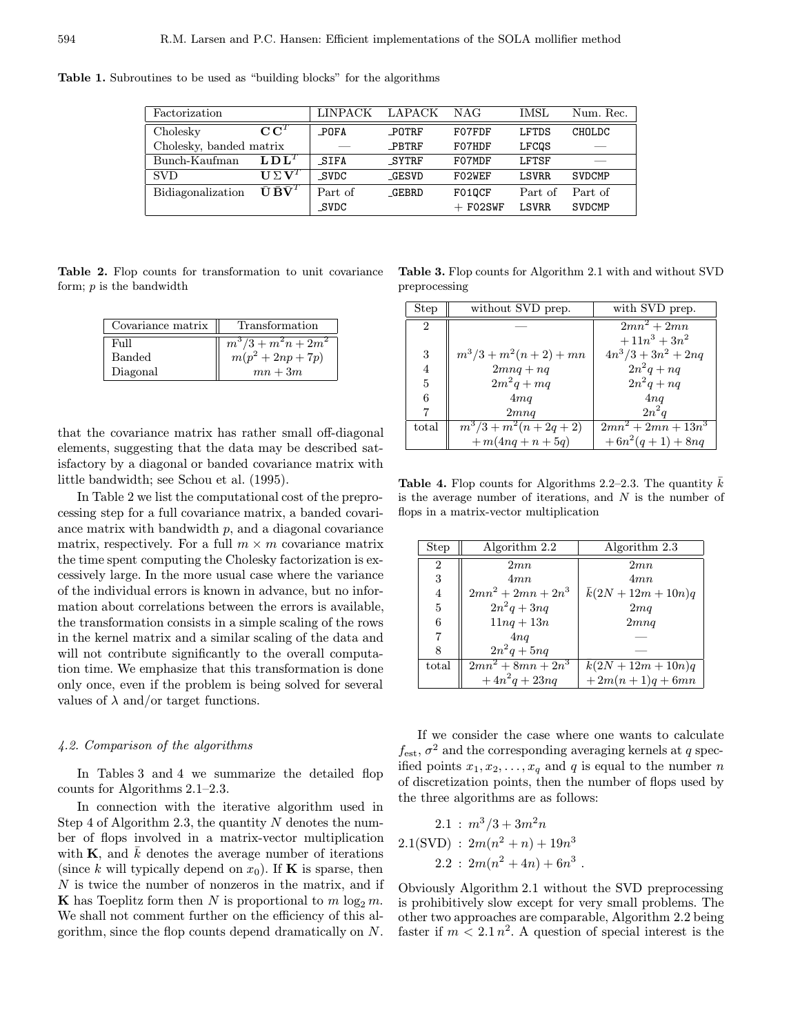**Table 1.** Subroutines to be used as "building blocks" for the algorithms

| Factorization | | LINPACK | LAPACK | NAG | IMSL | Num. Rec. |
|---|---|---|---|---|---|---|
| Cholesky | $\mathbf{C}\,\mathbf{C}^T$ | _POFA | _POTRF | F07FDF | LFTDS | CHOLDC |
| Cholesky, banded matrix | | — | _PBTRF | F07HDF | LFCQS | — |
| Bunch-Kaufman | $\mathbf{L}\,\mathbf{D}\,\mathbf{L}^T$ | _SIFA | _SYTRF | F07MDF | LFTSF | — |
| SVD | $\mathbf{U}\,\Sigma\,\mathbf{V}^T$ | _SVDC | _GESVD | F02WEF | LSVRR | SVDCMP |
| Bidiagonalization | $\bar{\mathbf{U}}\,\bar{\mathbf{B}}\bar{\mathbf{V}}^T$ | Part of _SVDC | _GEBRD | F01QCF + F02SWF | Part of LSVRR | Part of SVDCMP |

**Table 2.** Flop counts for transformation to unit covariance form; $p$ is the bandwidth

| Covariance matrix | Transformation |
|---|---|
| Full | $m^3/3 + m^2n + 2m^2$ |
| Banded | $m(p^2 + 2np + 7p)$ |
| Diagonal | $mn + 3m$ |

that the covariance matrix has rather small off-diagonal elements, suggesting that the data may be described satisfactory by a diagonal or banded covariance matrix with little bandwidth; see Schou et al. (1995).

In Table 2 we list the computational cost of the preprocessing step for a full covariance matrix, a banded covariance matrix with bandwidth $p$, and a diagonal covariance matrix, respectively. For a full $m \times m$ covariance matrix the time spent computing the Cholesky factorization is excessively large. In the more usual case where the variance of the individual errors is known in advance, but no information about correlations between the errors is available, the transformation consists in a simple scaling of the rows in the kernel matrix and a similar scaling of the data and will not contribute significantly to the overall computation time. We emphasize that this transformation is done only once, even if the problem is being solved for several values of $\lambda$ and/or target functions.

### 4.2. Comparison of the algorithms

In Tables 3 and 4 we summarize the detailed flop counts for Algorithms 2.1–2.3.

In connection with the iterative algorithm used in Step 4 of Algorithm 2.3, the quantity $N$ denotes the number of flops involved in a matrix-vector multiplication with $\mathbf{K}$, and $\bar{k}$ denotes the average number of iterations (since $k$ will typically depend on $x_0$). If $\mathbf{K}$ is sparse, then $N$ is twice the number of nonzeros in the matrix, and if $\mathbf{K}$ has Toeplitz form then $N$ is proportional to $m \log_2 m$. We shall not comment further on the efficiency of this algorithm, since the flop counts depend dramatically on $N$.

**Table 3.** Flop counts for Algorithm 2.1 with and without SVD preprocessing

| Step | without SVD prep. | with SVD prep. |
|---|---|---|
| 2 | — | $2mn^2 + 2mn + 11n^3 + 3n^2$ |
| 3 | $m^3/3 + m^2(n+2) + mn$ | $4n^3/3 + 3n^2 + 2nq$ |
| 4 | $2mnq + nq$ | $2n^2q + nq$ |
| 5 | $2m^2q + mq$ | $2n^2q + nq$ |
| 6 | $4mq$ | $4nq$ |
| 7 | $2mnq$ | $2n^2q$ |
| total | $m^3/3 + m^2(n+2q+2) + m(4nq + n + 5q)$ | $2mn^2 + 2mn + 13n^3 + 6n^2(q+1) + 8nq$ |

**Table 4.** Flop counts for Algorithms 2.2–2.3. The quantity $\bar{k}$ is the average number of iterations, and $N$ is the number of flops in a matrix-vector multiplication

| Step | Algorithm 2.2 | Algorithm 2.3 |
|---|---|---|
| 2 | $2mn$ | $2mn$ |
| 3 | $4mn$ | $4mn$ |
| 4 | $2mn^2 + 2mn + 2n^3$ | $\bar{k}(2N + 12m + 10n)q$ |
| 5 | $2n^2q + 3nq$ | $2mq$ |
| 6 | $11nq + 13n$ | $2mnq$ |
| 7 | $4nq$ | — |
| 8 | $2n^2q + 5nq$ | — |
| total | $2mn^2 + 8mn + 2n^3 + 4n^2q + 23nq$ | $k(2N + 12m + 10n)q + 2m(n+1)q + 6mn$ |

If we consider the case where one wants to calculate $f_{\text{est}}$, $\sigma^2$ and the corresponding averaging kernels at $q$ specified points $x_1, x_2, \ldots, x_q$ and $q$ is equal to the number $n$ of discretization points, then the number of flops used by the three algorithms are as follows:

$$
\begin{aligned}
2.1 &: \; m^3/3 + 3m^2n \\
2.1(\text{SVD}) &: \; 2m(n^2 + n) + 19n^3 \\
2.2 &: \; 2m(n^2 + 4n) + 6n^3 \;.
\end{aligned}
$$

Obviously Algorithm 2.1 without the SVD preprocessing is prohibitively slow except for very small problems. The other two approaches are comparable, Algorithm 2.2 being faster if $m < 2.1\,n^2$. A question of special interest is the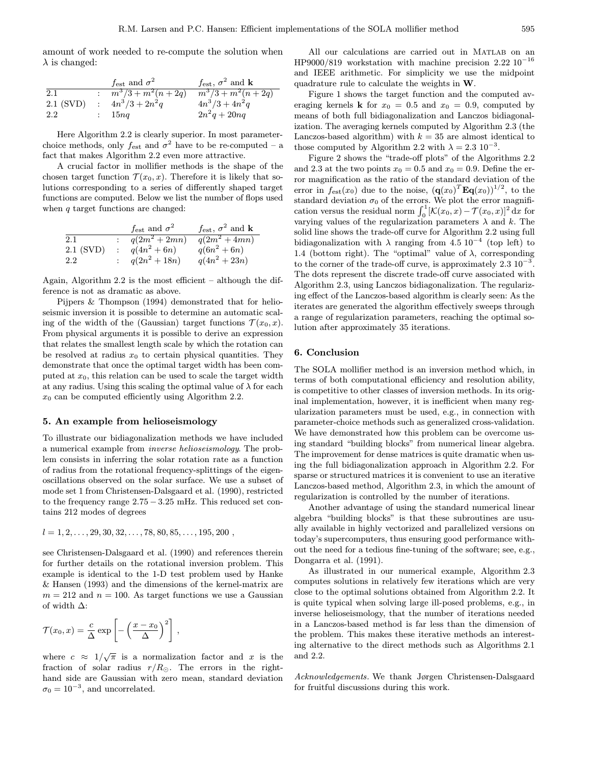amount of work needed to re-compute the solution when $\lambda$ is changed:

| | | $f_{\text{est}}$ and $\sigma^2$ | $f_{\text{est}}$, $\sigma^2$ and $\mathbf{k}$ |
|---|---|---|---|
| 2.1 | : | $m^3/3 + m^2(n+2q)$ | $m^3/3 + m^2(n+2q)$ |
| 2.1 (SVD) | : | $4n^3/3 + 2n^2 q$ | $4n^3/3 + 4n^2 q$ |
| 2.2 | : | $15nq$ | $2n^2 q + 20nq$ |

Here Algorithm 2.2 is clearly superior. In most parameter-choice methods, only $f_{\text{est}}$ and $\sigma^2$ have to be re-computed – a fact that makes Algorithm 2.2 even more attractive.

A crucial factor in mollifier methods is the shape of the chosen target function $\mathcal{T}(x_0, x)$. Therefore it is likely that solutions corresponding to a series of differently shaped target functions are computed. Below we list the number of flops used when $q$ target functions are changed:

| | | $f_{\text{est}}$ and $\sigma^2$ | $f_{\text{est}}$, $\sigma^2$ and $\mathbf{k}$ |
|---|---|---|---|
| 2.1 | : | $q(2m^2 + 2mn)$ | $q(2m^2 + 4mn)$ |
| 2.1 (SVD) | : | $q(4n^2 + 6n)$ | $q(6n^2 + 6n)$ |
| 2.2 | : | $q(2n^2 + 18n)$ | $q(4n^2 + 23n)$ |

Again, Algorithm 2.2 is the most efficient – although the difference is not as dramatic as above.

Pijpers & Thompson (1994) demonstrated that for helioseismic inversion it is possible to determine an automatic scaling of the width of the (Gaussian) target functions $\mathcal{T}(x_0, x)$. From physical arguments it is possible to derive an expression that relates the smallest length scale by which the rotation can be resolved at radius $x_0$ to certain physical quantities. They demonstrate that once the optimal target width has been computed at $x_0$, this relation can be used to scale the target width at any radius. Using this scaling the optimal value of $\lambda$ for each $x_0$ can be computed efficiently using Algorithm 2.2.

## 5. An example from helioseismology

To illustrate our bidiagonalization methods we have included a numerical example from *inverse helioseismology*. The problem consists in inferring the solar rotation rate as a function of radius from the rotational frequency-splittings of the eigenoscillations observed on the solar surface. We use a subset of mode set 1 from Christensen-Dalsgaard et al. (1990), restricted to the frequency range $2.75 - 3.25$ mHz. This reduced set contains 212 modes of degrees

$$l = 1, 2, \ldots, 29, 30, 32, \ldots, 78, 80, 85, \ldots, 195, 200\ ,$$

see Christensen-Dalsgaard et al. (1990) and references therein for further details on the rotational inversion problem. This example is identical to the 1-D test problem used by Hanke & Hansen (1993) and the dimensions of the kernel-matrix are $m = 212$ and $n = 100$. As target functions we use a Gaussian of width $\Delta$:

$$\mathcal{T}(x_0, x) = \frac{c}{\Delta} \exp\left[ -\left( \frac{x - x_0}{\Delta} \right)^2 \right]\ ,$$

where $c \approx 1/\sqrt{\pi}$ is a normalization factor and $x$ is the fraction of solar radius $r/R_\odot$. The errors in the right-hand side are Gaussian with zero mean, standard deviation $\sigma_0 = 10^{-3}$, and uncorrelated.

All our calculations are carried out in MATLAB on an HP9000/819 workstation with machine precision $2.22\ 10^{-16}$ and IEEE arithmetic. For simplicity we use the midpoint quadrature rule to calculate the weights in $\mathbf{W}$.

Figure 1 shows the target function and the computed averaging kernels $\mathbf{k}$ for $x_0 = 0.5$ and $x_0 = 0.9$, computed by means of both full bidiagonalization and Lanczos bidiagonalization. The averaging kernels computed by Algorithm 2.3 (the Lanczos-based algorithm) with $k = 35$ are almost identical to those computed by Algorithm 2.2 with $\lambda = 2.3\ 10^{-3}$.

Figure 2 shows the "trade-off plots" of the Algorithms 2.2 and 2.3 at the two points $x_0 = 0.5$ and $x_0 = 0.9$. Define the error magnification as the ratio of the standard deviation of the error in $f_{\text{est}}(x_0)$ due to the noise, $(\mathbf{q}(x_0)^T \mathbf{E} \mathbf{q}(x_0))^{1/2}$, to the standard deviation $\sigma_0$ of the errors. We plot the error magnification versus the residual norm $\int_0^1 [\mathcal{K}(x_0, x) - \mathcal{T}(x_0, x)]^2\, \mathrm{d}x$ for varying values of the regularization parameters $\lambda$ and $k$. The solid line shows the trade-off curve for Algorithm 2.2 using full bidiagonalization with $\lambda$ ranging from $4.5\ 10^{-4}$ (top left) to 1.4 (bottom right). The "optimal" value of $\lambda$, corresponding to the corner of the trade-off curve, is approximately $2.3\ 10^{-3}$. The dots represent the discrete trade-off curve associated with Algorithm 2.3, using Lanczos bidiagonalization. The regularizing effect of the Lanczos-based algorithm is clearly seen: As the iterates are generated the algorithm effectively sweeps through a range of regularization parameters, reaching the optimal solution after approximately 35 iterations.

## 6. Conclusion

The SOLA mollifier method is an inversion method which, in terms of both computational efficiency and resolution ability, is competitive to other classes of inversion methods. In its original implementation, however, it is inefficient when many regularization parameters must be used, e.g., in connection with parameter-choice methods such as generalized cross-validation. We have demonstrated how this problem can be overcome using standard "building blocks" from numerical linear algebra. The improvement for dense matrices is quite dramatic when using the full bidiagonalization approach in Algorithm 2.2. For sparse or structured matrices it is convenient to use an iterative Lanczos-based method, Algorithm 2.3, in which the amount of regularization is controlled by the number of iterations.

Another advantage of using the standard numerical linear algebra "building blocks" is that these subroutines are usually available in highly vectorized and parallelized versions on today's supercomputers, thus ensuring good performance without the need for a tedious fine-tuning of the software; see, e.g., Dongarra et al. (1991).

As illustrated in our numerical example, Algorithm 2.3 computes solutions in relatively few iterations which are very close to the optimal solutions obtained from Algorithm 2.2. It is quite typical when solving large ill-posed problems, e.g., in inverse helioseismology, that the number of iterations needed in a Lanczos-based method is far less than the dimension of the problem. This makes these iterative methods an interesting alternative to the direct methods such as Algorithms 2.1 and 2.2.

*Acknowledgements.* We thank Jørgen Christensen-Dalsgaard for fruitful discussions during this work.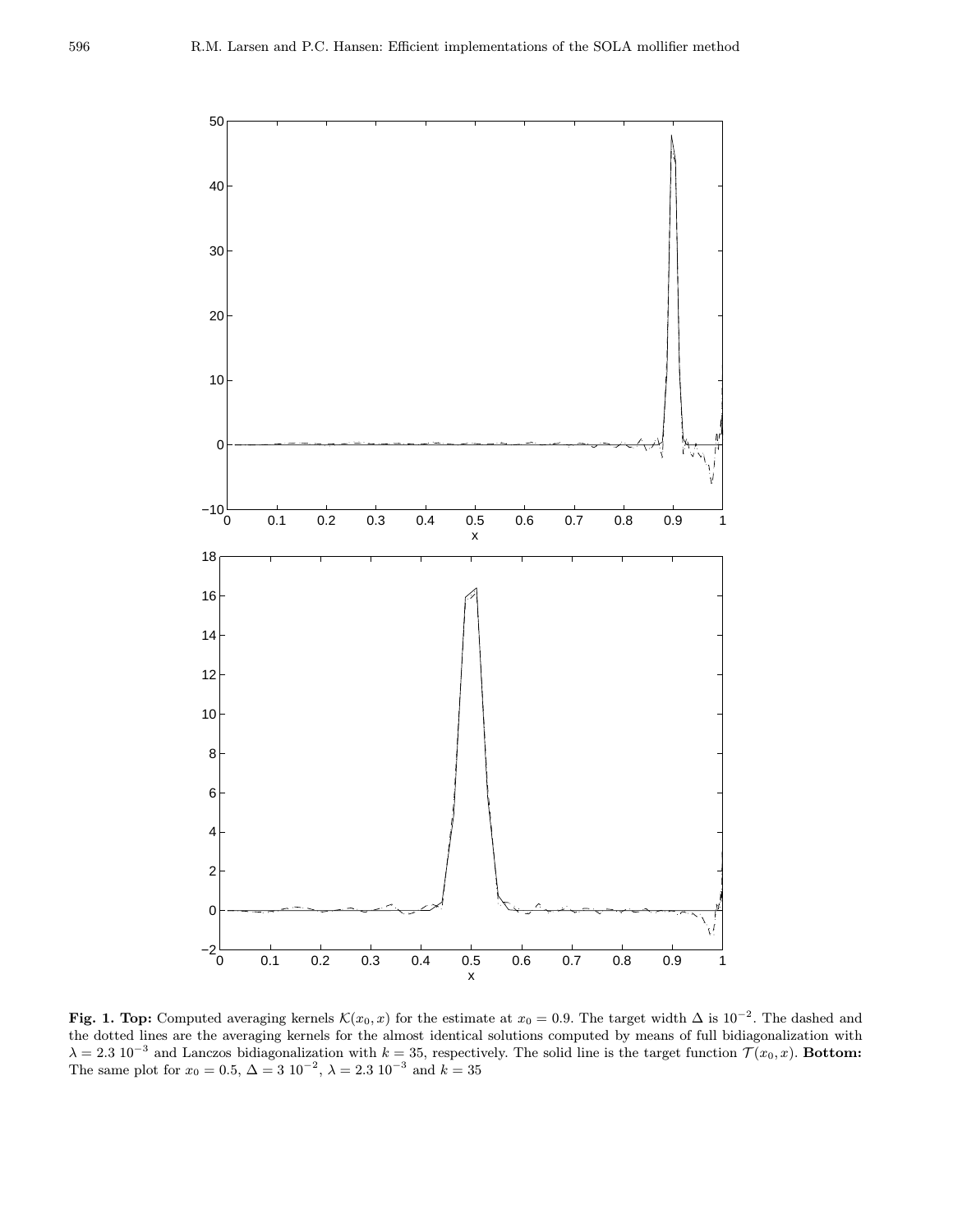**Fig. 1. Top:** Computed averaging kernels $\mathcal{K}(x_0, x)$ for the estimate at $x_0 = 0.9$. The target width $\Delta$ is $10^{-2}$. The dashed and the dotted lines are the averaging kernels for the almost identical solutions computed by means of full bidiagonalization with $\lambda = 2.3\ 10^{-3}$ and Lanczos bidiagonalization with $k = 35$, respectively. The solid line is the target function $\mathcal{T}(x_0, x)$. **Bottom:** The same plot for $x_0 = 0.5$, $\Delta = 3\ 10^{-2}$, $\lambda = 2.3\ 10^{-3}$ and $k = 35$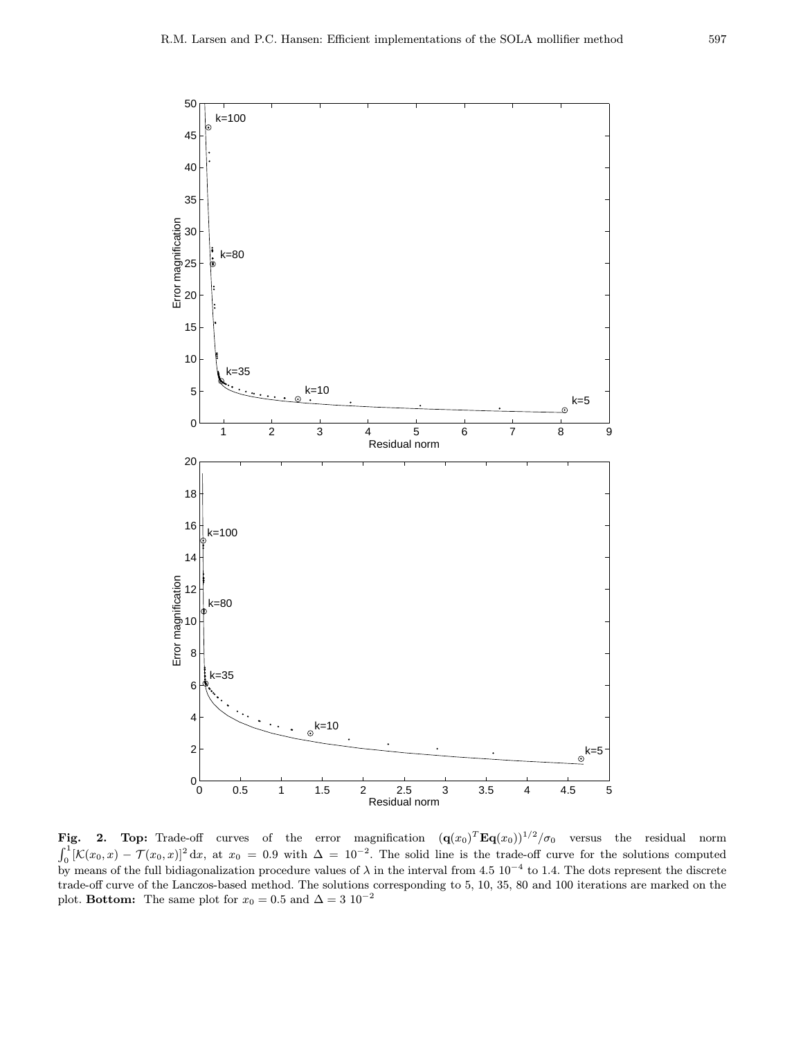**Fig. 2. Top:** Trade-off curves of the error magnification $(\mathbf{q}(x_0)^T \mathbf{E} \mathbf{q}(x_0))^{1/2}/\sigma_0$ versus the residual norm $\int_0^1 [\mathcal{K}(x_0, x) - \mathcal{T}(x_0, x)]^2 \, dx$, at $x_0 = 0.9$ with $\Delta = 10^{-2}$. The solid line is the trade-off curve for the solutions computed by means of the full bidiagonalization procedure values of $\lambda$ in the interval from 4.5 $10^{-4}$ to 1.4. The dots represent the discrete trade-off curve of the Lanczos-based method. The solutions corresponding to 5, 10, 35, 80 and 100 iterations are marked on the plot. **Bottom:** The same plot for $x_0 = 0.5$ and $\Delta = 3 \; 10^{-2}$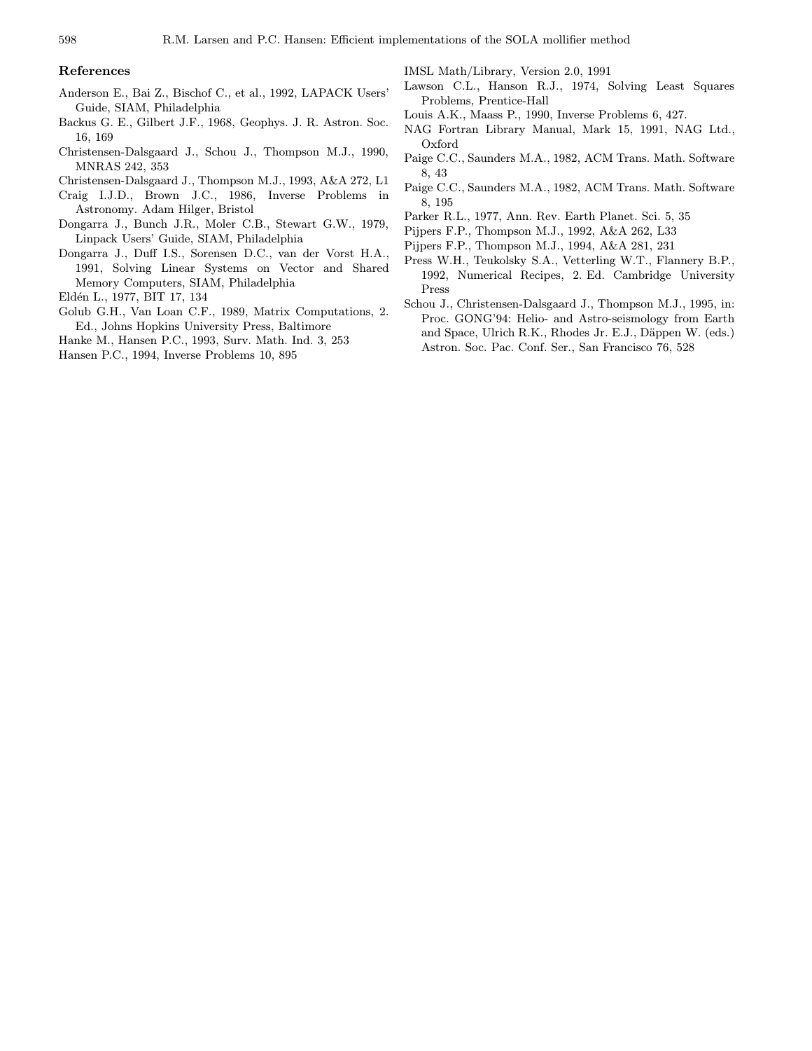## References

Anderson E., Bai Z., Bischof C., et al., 1992, LAPACK Users' Guide, SIAM, Philadelphia

Backus G. E., Gilbert J.F., 1968, Geophys. J. R. Astron. Soc. 16, 169

Christensen-Dalsgaard J., Schou J., Thompson M.J., 1990, MNRAS 242, 353

Christensen-Dalsgaard J., Thompson M.J., 1993, A&A 272, L1

Craig I.J.D., Brown J.C., 1986, Inverse Problems in Astronomy. Adam Hilger, Bristol

Dongarra J., Bunch J.R., Moler C.B., Stewart G.W., 1979, Linpack Users' Guide, SIAM, Philadelphia

Dongarra J., Duff I.S., Sorensen D.C., van der Vorst H.A., 1991, Solving Linear Systems on Vector and Shared Memory Computers, SIAM, Philadelphia

Eldén L., 1977, BIT 17, 134

Golub G.H., Van Loan C.F., 1989, Matrix Computations, 2. Ed., Johns Hopkins University Press, Baltimore

Hanke M., Hansen P.C., 1993, Surv. Math. Ind. 3, 253

Hansen P.C., 1994, Inverse Problems 10, 895

IMSL Math/Library, Version 2.0, 1991

Lawson C.L., Hanson R.J., 1974, Solving Least Squares Problems, Prentice-Hall

Louis A.K., Maass P., 1990, Inverse Problems 6, 427.

NAG Fortran Library Manual, Mark 15, 1991, NAG Ltd., Oxford

Paige C.C., Saunders M.A., 1982, ACM Trans. Math. Software 8, 43

Paige C.C., Saunders M.A., 1982, ACM Trans. Math. Software 8, 195

Parker R.L., 1977, Ann. Rev. Earth Planet. Sci. 5, 35

Pijpers F.P., Thompson M.J., 1992, A&A 262, L33

Pijpers F.P., Thompson M.J., 1994, A&A 281, 231

Press W.H., Teukolsky S.A., Vetterling W.T., Flannery B.P., 1992, Numerical Recipes, 2. Ed. Cambridge University Press

Schou J., Christensen-Dalsgaard J., Thompson M.J., 1995, in: Proc. GONG'94: Helio- and Astro-seismology from Earth and Space, Ulrich R.K., Rhodes Jr. E.J., Däppen W. (eds.) Astron. Soc. Pac. Conf. Ser., San Francisco 76, 528